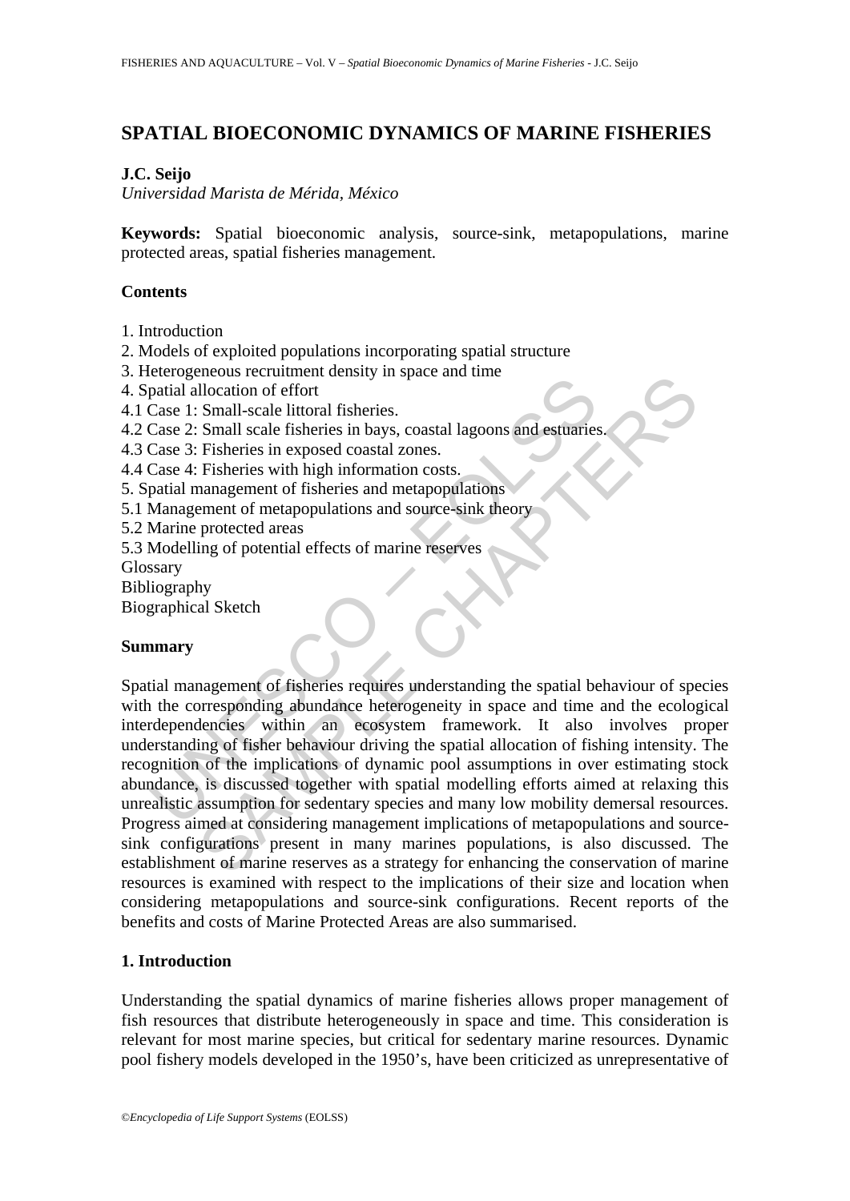# SPATIAL BIOECONOMIC DYNAMICS OF MARINE FISHERIES

**J.C. Seijo**
*Universidad Marista de Mérida, México*

**Keywords:** Spatial bioeconomic analysis, source-sink, metapopulations, marine protected areas, spatial fisheries management.

## Contents

1. Introduction
2. Models of exploited populations incorporating spatial structure
3. Heterogeneous recruitment density in space and time
4. Spatial allocation of effort
4.1 Case 1: Small-scale littoral fisheries.
4.2 Case 2: Small scale fisheries in bays, coastal lagoons and estuaries.
4.3 Case 3: Fisheries in exposed coastal zones.
4.4 Case 4: Fisheries with high information costs.
5. Spatial management of fisheries and metapopulations
5.1 Management of metapopulations and source-sink theory
5.2 Marine protected areas
5.3 Modelling of potential effects of marine reserves

Glossary
Bibliography
Biographical Sketch

## Summary

Spatial management of fisheries requires understanding the spatial behaviour of species with the corresponding abundance heterogeneity in space and time and the ecological interdependencies within an ecosystem framework. It also involves proper understanding of fisher behaviour driving the spatial allocation of fishing intensity. The recognition of the implications of dynamic pool assumptions in over estimating stock abundance, is discussed together with spatial modelling efforts aimed at relaxing this unrealistic assumption for sedentary species and many low mobility demersal resources. Progress aimed at considering management implications of metapopulations and source-sink configurations present in many marines populations, is also discussed. The establishment of marine reserves as a strategy for enhancing the conservation of marine resources is examined with respect to the implications of their size and location when considering metapopulations and source-sink configurations. Recent reports of the benefits and costs of Marine Protected Areas are also summarised.

## 1. Introduction

Understanding the spatial dynamics of marine fisheries allows proper management of fish resources that distribute heterogeneously in space and time. This consideration is relevant for most marine species, but critical for sedentary marine resources. Dynamic pool fishery models developed in the 1950's, have been criticized as unrepresentative of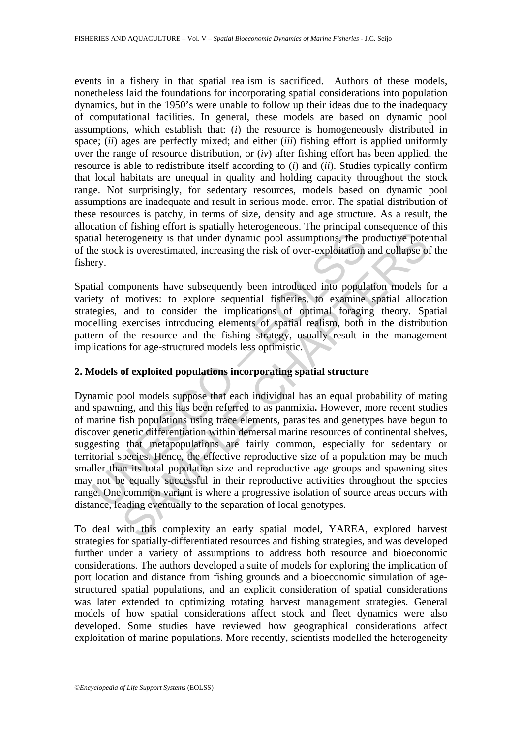events in a fishery in that spatial realism is sacrificed. Authors of these models, nonetheless laid the foundations for incorporating spatial considerations into population dynamics, but in the 1950's were unable to follow up their ideas due to the inadequacy of computational facilities. In general, these models are based on dynamic pool assumptions, which establish that: (*i*) the resource is homogeneously distributed in space; (*ii*) ages are perfectly mixed; and either (*iii*) fishing effort is applied uniformly over the range of resource distribution, or (*iv*) after fishing effort has been applied, the resource is able to redistribute itself according to (*i*) and (*ii*). Studies typically confirm that local habitats are unequal in quality and holding capacity throughout the stock range. Not surprisingly, for sedentary resources, models based on dynamic pool assumptions are inadequate and result in serious model error. The spatial distribution of these resources is patchy, in terms of size, density and age structure. As a result, the allocation of fishing effort is spatially heterogeneous. The principal consequence of this spatial heterogeneity is that under dynamic pool assumptions, the productive potential of the stock is overestimated, increasing the risk of over-exploitation and collapse of the fishery.

Spatial components have subsequently been introduced into population models for a variety of motives: to explore sequential fisheries, to examine spatial allocation strategies, and to consider the implications of optimal foraging theory. Spatial modelling exercises introducing elements of spatial realism, both in the distribution pattern of the resource and the fishing strategy, usually result in the management implications for age-structured models less optimistic.

## 2. Models of exploited populations incorporating spatial structure

Dynamic pool models suppose that each individual has an equal probability of mating and spawning, and this has been referred to as panmixia**.** However, more recent studies of marine fish populations using trace elements, parasites and genetypes have begun to discover genetic differentiation within demersal marine resources of continental shelves, suggesting that metapopulations are fairly common, especially for sedentary or territorial species. Hence, the effective reproductive size of a population may be much smaller than its total population size and reproductive age groups and spawning sites may not be equally successful in their reproductive activities throughout the species range. One common variant is where a progressive isolation of source areas occurs with distance, leading eventually to the separation of local genotypes.

To deal with this complexity an early spatial model, YAREA, explored harvest strategies for spatially-differentiated resources and fishing strategies, and was developed further under a variety of assumptions to address both resource and bioeconomic considerations. The authors developed a suite of models for exploring the implication of port location and distance from fishing grounds and a bioeconomic simulation of age-structured spatial populations, and an explicit consideration of spatial considerations was later extended to optimizing rotating harvest management strategies. General models of how spatial considerations affect stock and fleet dynamics were also developed. Some studies have reviewed how geographical considerations affect exploitation of marine populations. More recently, scientists modelled the heterogeneity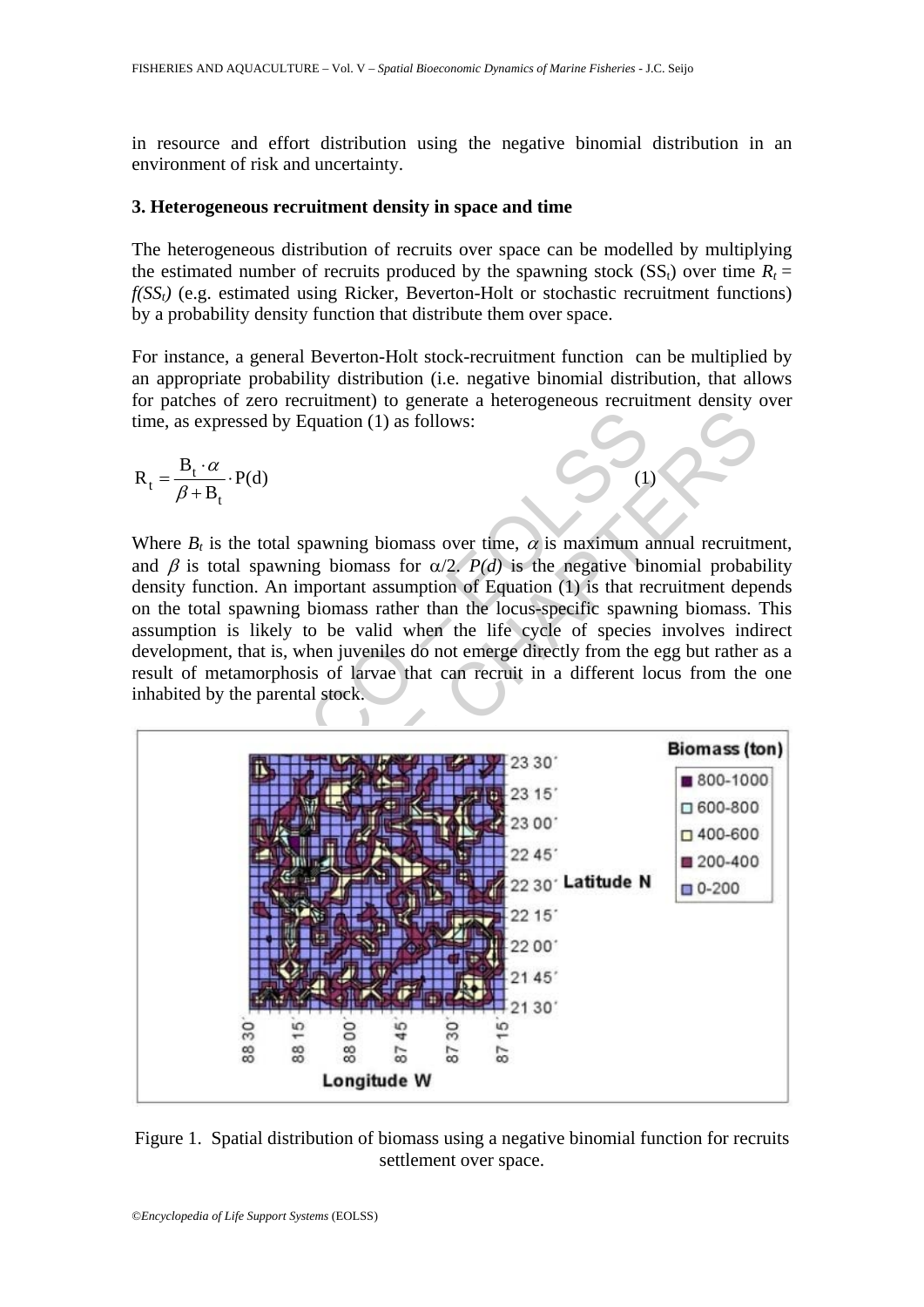in resource and effort distribution using the negative binomial distribution in an environment of risk and uncertainty.

### 3. Heterogeneous recruitment density in space and time

The heterogeneous distribution of recruits over space can be modelled by multiplying the estimated number of recruits produced by the spawning stock ($SS_t$) over time $R_t = f(SS_t)$ (e.g. estimated using Ricker, Beverton-Holt or stochastic recruitment functions) by a probability density function that distribute them over space.

For instance, a general Beverton-Holt stock-recruitment function can be multiplied by an appropriate probability distribution (i.e. negative binomial distribution, that allows for patches of zero recruitment) to generate a heterogeneous recruitment density over time, as expressed by Equation (1) as follows:

$$R_t = \frac{B_t \cdot \alpha}{\beta + B_t} \cdot P(d) \qquad (1)$$

Where $B_t$ is the total spawning biomass over time, $\alpha$ is maximum annual recruitment, and $\beta$ is total spawning biomass for $\alpha/2$. $P(d)$ is the negative binomial probability density function. An important assumption of Equation (1) is that recruitment depends on the total spawning biomass rather than the locus-specific spawning biomass. This assumption is likely to be valid when the life cycle of species involves indirect development, that is, when juveniles do not emerge directly from the egg but rather as a result of metamorphosis of larvae that can recruit in a different locus from the one inhabited by the parental stock.

Figure 1. Spatial distribution of biomass using a negative binomial function for recruits settlement over space.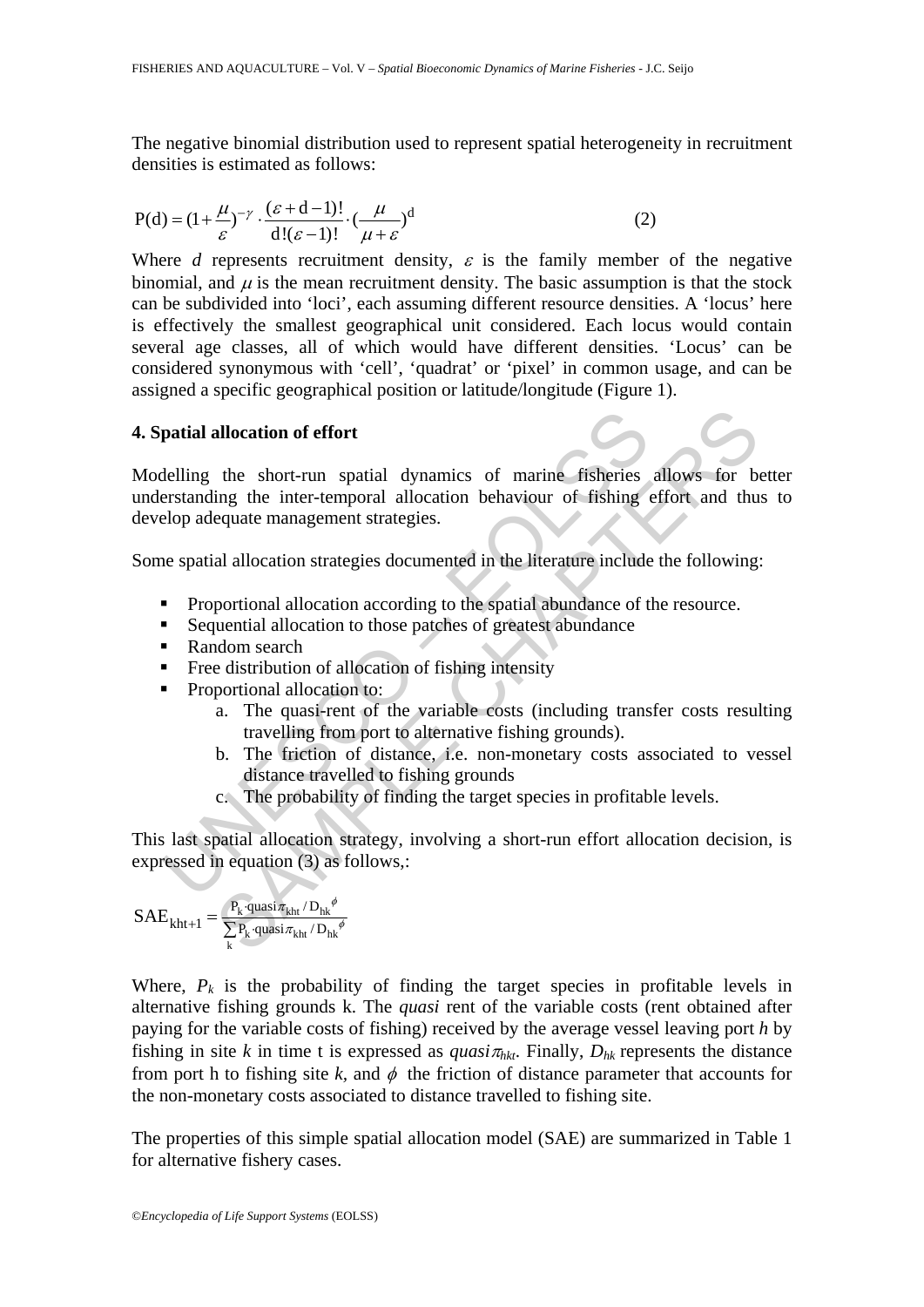The negative binomial distribution used to represent spatial heterogeneity in recruitment densities is estimated as follows:

$$P(d) = (1 + \frac{\mu}{\varepsilon})^{-\gamma} \cdot \frac{(\varepsilon + d - 1)!}{d!(\varepsilon - 1)!} \cdot (\frac{\mu}{\mu + \varepsilon})^{d} \qquad (2)$$

Where $d$ represents recruitment density, $\varepsilon$ is the family member of the negative binomial, and $\mu$ is the mean recruitment density. The basic assumption is that the stock can be subdivided into 'loci', each assuming different resource densities. A 'locus' here is effectively the smallest geographical unit considered. Each locus would contain several age classes, all of which would have different densities. 'Locus' can be considered synonymous with 'cell', 'quadrat' or 'pixel' in common usage, and can be assigned a specific geographical position or latitude/longitude (Figure 1).

## 4. Spatial allocation of effort

Modelling the short-run spatial dynamics of marine fisheries allows for better understanding the inter-temporal allocation behaviour of fishing effort and thus to develop adequate management strategies.

Some spatial allocation strategies documented in the literature include the following:

- Proportional allocation according to the spatial abundance of the resource.
- Sequential allocation to those patches of greatest abundance
- Random search
- Free distribution of allocation of fishing intensity
- Proportional allocation to:
  a. The quasi-rent of the variable costs (including transfer costs resulting travelling from port to alternative fishing grounds).
  b. The friction of distance, i.e. non-monetary costs associated to vessel distance travelled to fishing grounds
  c. The probability of finding the target species in profitable levels.

This last spatial allocation strategy, involving a short-run effort allocation decision, is expressed in equation (3) as follows,:

$$SAE_{kht+1} = \frac{P_k \cdot quasi\pi_{kht} / D_{hk}^{\phi}}{\sum_k P_k \cdot quasi\pi_{kht} / D_{hk}^{\phi}}$$

Where, $P_k$ is the probability of finding the target species in profitable levels in alternative fishing grounds k. The *quasi* rent of the variable costs (rent obtained after paying for the variable costs of fishing) received by the average vessel leaving port $h$ by fishing in site $k$ in time t is expressed as $quasi\pi_{hkt}$. Finally, $D_{hk}$ represents the distance from port h to fishing site $k$, and $\phi$ the friction of distance parameter that accounts for the non-monetary costs associated to distance travelled to fishing site.

The properties of this simple spatial allocation model (SAE) are summarized in Table 1 for alternative fishery cases.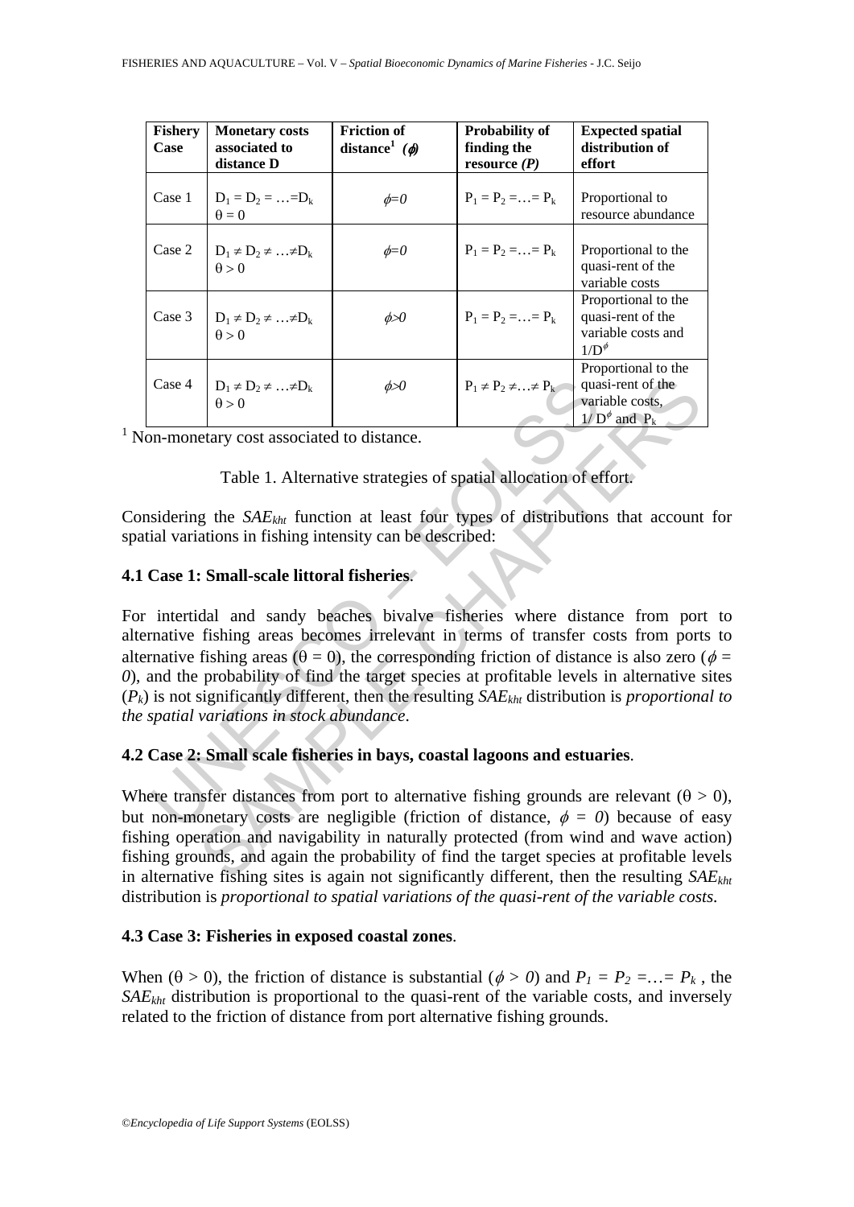| Fishery Case | Monetary costs associated to distance D | Friction of distance[1] ($\phi$) | Probability of finding the resource (*P*) | Expected spatial distribution of effort |
|---|---|---|---|---|
| Case 1 | $D_1 = D_2 = \ldots = D_k$ $\theta = 0$ | $\phi=0$ | $P_1 = P_2 = \ldots = P_k$ | Proportional to resource abundance |
| Case 2 | $D_1 \neq D_2 \neq \ldots \neq D_k$ $\theta > 0$ | $\phi=0$ | $P_1 = P_2 = \ldots = P_k$ | Proportional to the quasi-rent of the variable costs |
| Case 3 | $D_1 \neq D_2 \neq \ldots \neq D_k$ $\theta > 0$ | $\phi>0$ | $P_1 = P_2 = \ldots = P_k$ | Proportional to the quasi-rent of the variable costs and $1/D^{\phi}$ |
| Case 4 | $D_1 \neq D_2 \neq \ldots \neq D_k$ $\theta > 0$ | $\phi>0$ | $P_1 \neq P_2 \neq \ldots \neq P_k$ | Proportional to the quasi-rent of the variable costs, $1/D^{\phi}$ and $P_k$ |

[1] Non-monetary cost associated to distance.

Table 1. Alternative strategies of spatial allocation of effort.

Considering the $SAE_{kht}$ function at least four types of distributions that account for spatial variations in fishing intensity can be described:

### 4.1 Case 1: Small-scale littoral fisheries.

For intertidal and sandy beaches bivalve fisheries where distance from port to alternative fishing areas becomes irrelevant in terms of transfer costs from ports to alternative fishing areas ($\theta = 0$), the corresponding friction of distance is also zero ($\phi = 0$), and the probability of find the target species at profitable levels in alternative sites ($P_k$) is not significantly different, then the resulting $SAE_{kht}$ distribution is *proportional to the spatial variations in stock abundance*.

### 4.2 Case 2: Small scale fisheries in bays, coastal lagoons and estuaries.

Where transfer distances from port to alternative fishing grounds are relevant ($\theta > 0$), but non-monetary costs are negligible (friction of distance, $\phi = 0$) because of easy fishing operation and navigability in naturally protected (from wind and wave action) fishing grounds, and again the probability of find the target species at profitable levels in alternative fishing sites is again not significantly different, then the resulting $SAE_{kht}$ distribution is *proportional to spatial variations of the quasi-rent of the variable costs*.

### 4.3 Case 3: Fisheries in exposed coastal zones.

When ($\theta > 0$), the friction of distance is substantial ($\phi > 0$) and $P_1 = P_2 = \ldots = P_k$ , the $SAE_{kht}$ distribution is proportional to the quasi-rent of the variable costs, and inversely related to the friction of distance from port alternative fishing grounds.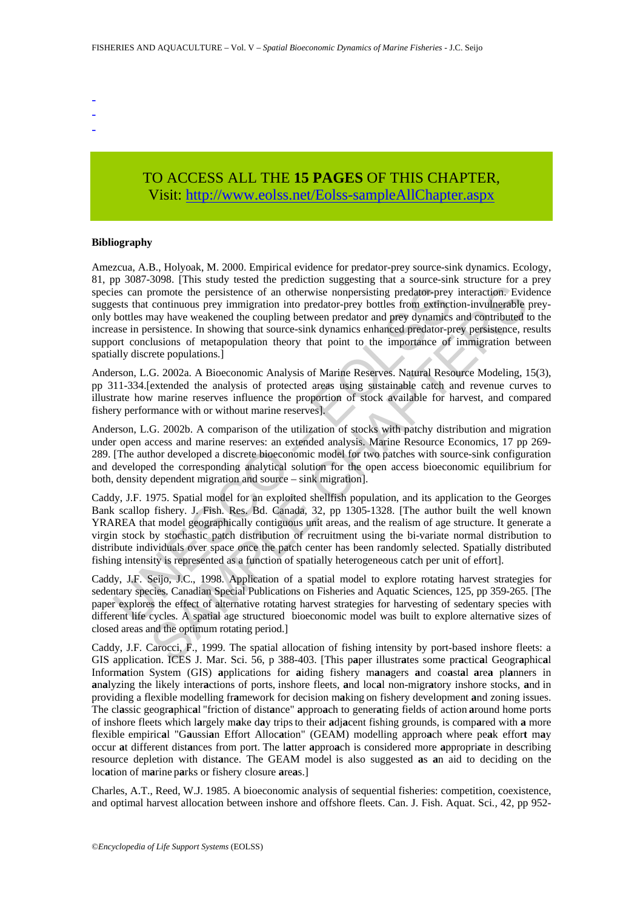-
-
-

TO ACCESS ALL THE **15 PAGES** OF THIS CHAPTER,
Visit: http://www.eolss.net/Eolss-sampleAllChapter.aspx

**Bibliography**

Amezcua, A.B., Holyoak, M. 2000. Empirical evidence for predator-prey source-sink dynamics. Ecology, 81, pp 3087-3098. [This study tested the prediction suggesting that a source-sink structure for a prey species can promote the persistence of an otherwise nonpersisting predator-prey interaction. Evidence suggests that continuous prey immigration into predator-prey bottles from extinction-invulnerable prey-only bottles may have weakened the coupling between predator and prey dynamics and contributed to the increase in persistence. In showing that source-sink dynamics enhanced predator-prey persistence, results support conclusions of metapopulation theory that point to the importance of immigration between spatially discrete populations.]

Anderson, L.G. 2002a. A Bioeconomic Analysis of Marine Reserves. Natural Resource Modeling, 15(3), pp 311-334.[extended the analysis of protected areas using sustainable catch and revenue curves to illustrate how marine reserves influence the proportion of stock available for harvest, and compared fishery performance with or without marine reserves].

Anderson, L.G. 2002b. A comparison of the utilization of stocks with patchy distribution and migration under open access and marine reserves: an extended analysis. Marine Resource Economics, 17 pp 269-289. [The author developed a discrete bioeconomic model for two patches with source-sink configuration and developed the corresponding analytical solution for the open access bioeconomic equilibrium for both, density dependent migration and source – sink migration].

Caddy, J.F. 1975. Spatial model for an exploited shellfish population, and its application to the Georges Bank scallop fishery. J. Fish. Res. Bd. Canada, 32, pp 1305-1328. [The author built the well known YRAREA that model geographically contiguous unit areas, and the realism of age structure. It generate a virgin stock by stochastic patch distribution of recruitment using the bi-variate normal distribution to distribute individuals over space once the patch center has been randomly selected. Spatially distributed fishing intensity is represented as a function of spatially heterogeneous catch per unit of effort].

Caddy, J.F. Seijo, J.C., 1998. Application of a spatial model to explore rotating harvest strategies for sedentary species. Canadian Special Publications on Fisheries and Aquatic Sciences, 125, pp 359-265. [The paper explores the effect of alternative rotating harvest strategies for harvesting of sedentary species with different life cycles. A spatial age structured bioeconomic model was built to explore alternative sizes of closed areas and the optimum rotating period.]

Caddy, J.F. Carocci, F., 1999. The spatial allocation of fishing intensity by port-based inshore fleets: a GIS application. ICES J. Mar. Sci. 56, p 388-403. [This paper illustrates some practical Geographical Information System (GIS) applications for aiding fishery managers and coastal area planners in analyzing the likely interactions of ports, inshore fleets, and local non-migratory inshore stocks, and in providing a flexible modelling framework for decision making on fishery development and zoning issues. The classic geographical "friction of distance" approach to generating fields of action around home ports of inshore fleets which largely make day trips to their adjacent fishing grounds, is compared with a more flexible empirical "Gaussian Effort Allocation" (GEAM) modelling approach where peak effort may occur at different distances from port. The latter approach is considered more appropriate in describing resource depletion with distance. The GEAM model is also suggested as an aid to deciding on the location of marine parks or fishery closure areas.]

Charles, A.T., Reed, W.J. 1985. A bioeconomic analysis of sequential fisheries: competition, coexistence, and optimal harvest allocation between inshore and offshore fleets. Can. J. Fish. Aquat. Sci., 42, pp 952-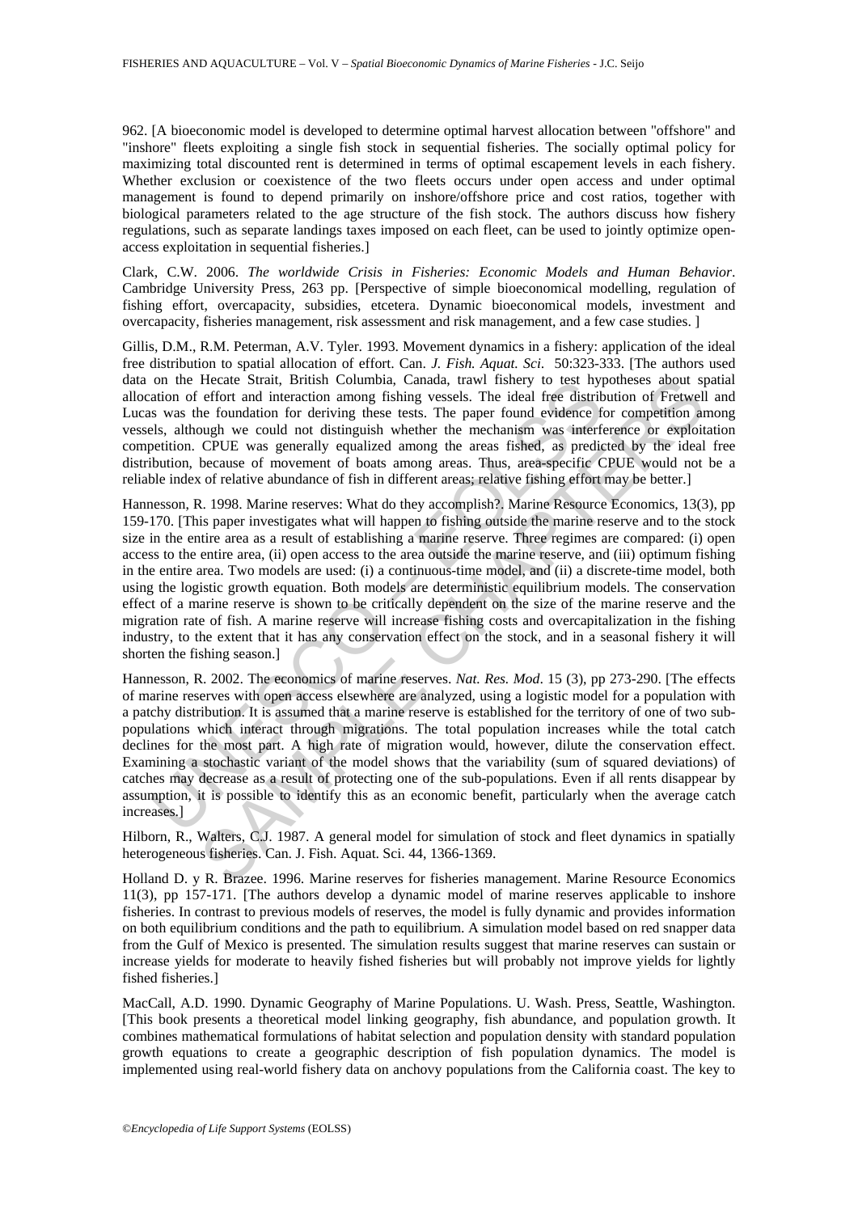962. [A bioeconomic model is developed to determine optimal harvest allocation between "offshore" and "inshore" fleets exploiting a single fish stock in sequential fisheries. The socially optimal policy for maximizing total discounted rent is determined in terms of optimal escapement levels in each fishery. Whether exclusion or coexistence of the two fleets occurs under open access and under optimal management is found to depend primarily on inshore/offshore price and cost ratios, together with biological parameters related to the age structure of the fish stock. The authors discuss how fishery regulations, such as separate landings taxes imposed on each fleet, can be used to jointly optimize open-access exploitation in sequential fisheries.]

Clark, C.W. 2006. *The worldwide Crisis in Fisheries: Economic Models and Human Behavior*. Cambridge University Press, 263 pp. [Perspective of simple bioeconomical modelling, regulation of fishing effort, overcapacity, subsidies, etcetera. Dynamic bioeconomical models, investment and overcapacity, fisheries management, risk assessment and risk management, and a few case studies. ]

Gillis, D.M., R.M. Peterman, A.V. Tyler. 1993. Movement dynamics in a fishery: application of the ideal free distribution to spatial allocation of effort. Can. *J. Fish. Aquat. Sci.* 50:323-333. [The authors used data on the Hecate Strait, British Columbia, Canada, trawl fishery to test hypotheses about spatial allocation of effort and interaction among fishing vessels. The ideal free distribution of Fretwell and Lucas was the foundation for deriving these tests. The paper found evidence for competition among vessels, although we could not distinguish whether the mechanism was interference or exploitation competition. CPUE was generally equalized among the areas fished, as predicted by the ideal free distribution, because of movement of boats among areas. Thus, area-specific CPUE would not be a reliable index of relative abundance of fish in different areas; relative fishing effort may be better.]

Hannesson, R. 1998. Marine reserves: What do they accomplish?. Marine Resource Economics, 13(3), pp 159-170. [This paper investigates what will happen to fishing outside the marine reserve and to the stock size in the entire area as a result of establishing a marine reserve. Three regimes are compared: (i) open access to the entire area, (ii) open access to the area outside the marine reserve, and (iii) optimum fishing in the entire area. Two models are used: (i) a continuous-time model, and (ii) a discrete-time model, both using the logistic growth equation. Both models are deterministic equilibrium models. The conservation effect of a marine reserve is shown to be critically dependent on the size of the marine reserve and the migration rate of fish. A marine reserve will increase fishing costs and overcapitalization in the fishing industry, to the extent that it has any conservation effect on the stock, and in a seasonal fishery it will shorten the fishing season.]

Hannesson, R. 2002. The economics of marine reserves. *Nat. Res. Mod*. 15 (3), pp 273-290. [The effects of marine reserves with open access elsewhere are analyzed, using a logistic model for a population with a patchy distribution. It is assumed that a marine reserve is established for the territory of one of two sub-populations which interact through migrations. The total population increases while the total catch declines for the most part. A high rate of migration would, however, dilute the conservation effect. Examining a stochastic variant of the model shows that the variability (sum of squared deviations) of catches may decrease as a result of protecting one of the sub-populations. Even if all rents disappear by assumption, it is possible to identify this as an economic benefit, particularly when the average catch increases.]

Hilborn, R., Walters, C.J. 1987. A general model for simulation of stock and fleet dynamics in spatially heterogeneous fisheries. Can. J. Fish. Aquat. Sci. 44, 1366-1369.

Holland D. y R. Brazee. 1996. Marine reserves for fisheries management. Marine Resource Economics 11(3), pp 157-171. [The authors develop a dynamic model of marine reserves applicable to inshore fisheries. In contrast to previous models of reserves, the model is fully dynamic and provides information on both equilibrium conditions and the path to equilibrium. A simulation model based on red snapper data from the Gulf of Mexico is presented. The simulation results suggest that marine reserves can sustain or increase yields for moderate to heavily fished fisheries but will probably not improve yields for lightly fished fisheries.]

MacCall, A.D. 1990. Dynamic Geography of Marine Populations. U. Wash. Press, Seattle, Washington. [This book presents a theoretical model linking geography, fish abundance, and population growth. It combines mathematical formulations of habitat selection and population density with standard population growth equations to create a geographic description of fish population dynamics. The model is implemented using real-world fishery data on anchovy populations from the California coast. The key to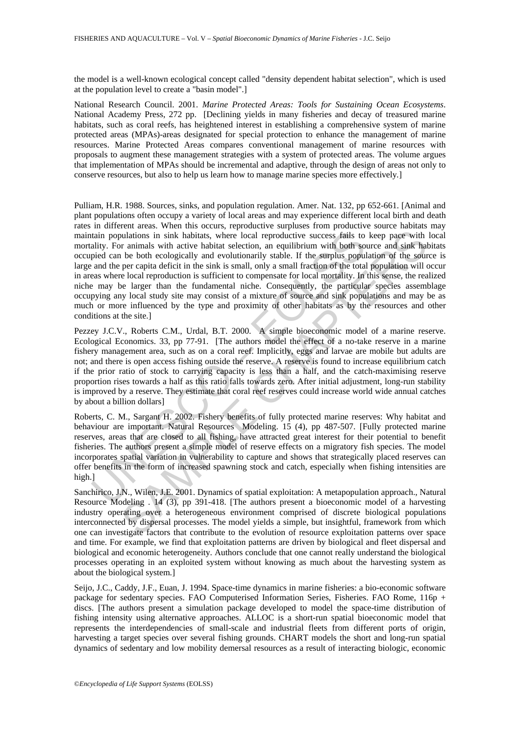the model is a well-known ecological concept called "density dependent habitat selection", which is used at the population level to create a "basin model".]

National Research Council. 2001. *Marine Protected Areas: Tools for Sustaining Ocean Ecosystems*. National Academy Press, 272 pp. [Declining yields in many fisheries and decay of treasured marine habitats, such as coral reefs, has heightened interest in establishing a comprehensive system of marine protected areas (MPAs)-areas designated for special protection to enhance the management of marine resources. Marine Protected Areas compares conventional management of marine resources with proposals to augment these management strategies with a system of protected areas. The volume argues that implementation of MPAs should be incremental and adaptive, through the design of areas not only to conserve resources, but also to help us learn how to manage marine species more effectively.]

Pulliam, H.R. 1988. Sources, sinks, and population regulation. Amer. Nat. 132, pp 652-661. [Animal and plant populations often occupy a variety of local areas and may experience different local birth and death rates in different areas. When this occurs, reproductive surpluses from productive source habitats may maintain populations in sink habitats, where local reproductive success fails to keep pace with local mortality. For animals with active habitat selection, an equilibrium with both source and sink habitats occupied can be both ecologically and evolutionarily stable. If the surplus population of the source is large and the per capita deficit in the sink is small, only a small fraction of the total population will occur in areas where local reproduction is sufficient to compensate for local mortality. In this sense, the realized niche may be larger than the fundamental niche. Consequently, the particular species assemblage occupying any local study site may consist of a mixture of source and sink populations and may be as much or more influenced by the type and proximity of other habitats as by the resources and other conditions at the site.]

Pezzey J.C.V., Roberts C.M., Urdal, B.T. 2000. A simple bioeconomic model of a marine reserve. Ecological Economics. 33, pp 77-91. [The authors model the effect of a no-take reserve in a marine fishery management area, such as on a coral reef. Implicitly, eggs and larvae are mobile but adults are not; and there is open access fishing outside the reserve. A reserve is found to increase equilibrium catch if the prior ratio of stock to carrying capacity is less than a half, and the catch-maximising reserve proportion rises towards a half as this ratio falls towards zero. After initial adjustment, long-run stability is improved by a reserve. They estimate that coral reef reserves could increase world wide annual catches by about a billion dollars]

Roberts, C. M., Sargant H. 2002. Fishery benefits of fully protected marine reserves: Why habitat and behaviour are important. Natural Resources Modeling. 15 (4), pp 487-507. [Fully protected marine reserves, areas that are closed to all fishing, have attracted great interest for their potential to benefit fisheries. The authors present a simple model of reserve effects on a migratory fish species. The model incorporates spatial variation in vulnerability to capture and shows that strategically placed reserves can offer benefits in the form of increased spawning stock and catch, especially when fishing intensities are high.]

Sanchirico, J.N., Wilen, J.E. 2001. Dynamics of spatial exploitation: A metapopulation approach., Natural Resource Modeling . 14 (3), pp 391-418. [The authors present a bioeconomic model of a harvesting industry operating over a heterogeneous environment comprised of discrete biological populations interconnected by dispersal processes. The model yields a simple, but insightful, framework from which one can investigate factors that contribute to the evolution of resource exploitation patterns over space and time. For example, we find that exploitation patterns are driven by biological and fleet dispersal and biological and economic heterogeneity. Authors conclude that one cannot really understand the biological processes operating in an exploited system without knowing as much about the harvesting system as about the biological system.]

Seijo, J.C., Caddy, J.F., Euan, J. 1994. Space-time dynamics in marine fisheries: a bio-economic software package for sedentary species. FAO Computerised Information Series, Fisheries. FAO Rome, 116p + discs. [The authors present a simulation package developed to model the space-time distribution of fishing intensity using alternative approaches. ALLOC is a short-run spatial bioeconomic model that represents the interdependencies of small-scale and industrial fleets from different ports of origin, harvesting a target species over several fishing grounds. CHART models the short and long-run spatial dynamics of sedentary and low mobility demersal resources as a result of interacting biologic, economic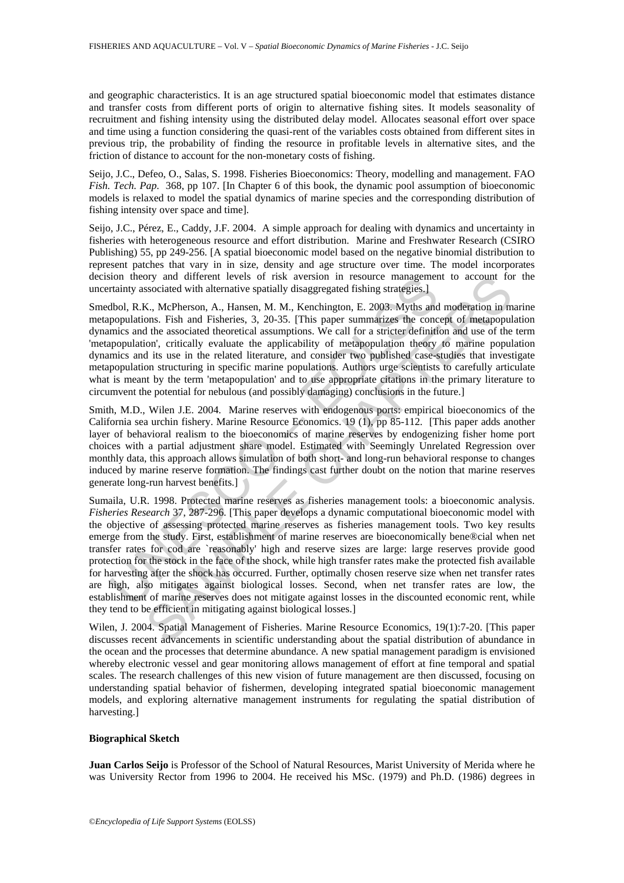and geographic characteristics. It is an age structured spatial bioeconomic model that estimates distance and transfer costs from different ports of origin to alternative fishing sites. It models seasonality of recruitment and fishing intensity using the distributed delay model. Allocates seasonal effort over space and time using a function considering the quasi-rent of the variables costs obtained from different sites in previous trip, the probability of finding the resource in profitable levels in alternative sites, and the friction of distance to account for the non-monetary costs of fishing.

Seijo, J.C., Defeo, O., Salas, S. 1998. Fisheries Bioeconomics: Theory, modelling and management. FAO *Fish. Tech. Pap.* 368, pp 107. [In Chapter 6 of this book, the dynamic pool assumption of bioeconomic models is relaxed to model the spatial dynamics of marine species and the corresponding distribution of fishing intensity over space and time].

Seijo, J.C., Pérez, E., Caddy, J.F. 2004. A simple approach for dealing with dynamics and uncertainty in fisheries with heterogeneous resource and effort distribution. Marine and Freshwater Research (CSIRO Publishing) 55, pp 249-256. [A spatial bioeconomic model based on the negative binomial distribution to represent patches that vary in in size, density and age structure over time. The model incorporates decision theory and different levels of risk aversion in resource management to account for the uncertainty associated with alternative spatially disaggregated fishing strategies.]

Smedbol, R.K., McPherson, A., Hansen, M. M., Kenchington, E. 2003. Myths and moderation in marine metapopulations. Fish and Fisheries, 3, 20-35. [This paper summarizes the concept of metapopulation dynamics and the associated theoretical assumptions. We call for a stricter definition and use of the term 'metapopulation', critically evaluate the applicability of metapopulation theory to marine population dynamics and its use in the related literature, and consider two published case-studies that investigate metapopulation structuring in specific marine populations. Authors urge scientists to carefully articulate what is meant by the term 'metapopulation' and to use appropriate citations in the primary literature to circumvent the potential for nebulous (and possibly damaging) conclusions in the future.]

Smith, M.D., Wilen J.E. 2004. Marine reserves with endogenous ports: empirical bioeconomics of the California sea urchin fishery. Marine Resource Economics. 19 (1), pp 85-112. [This paper adds another layer of behavioral realism to the bioeconomics of marine reserves by endogenizing fisher home port choices with a partial adjustment share model. Estimated with Seemingly Unrelated Regression over monthly data, this approach allows simulation of both short- and long-run behavioral response to changes induced by marine reserve formation. The findings cast further doubt on the notion that marine reserves generate long-run harvest benefits.]

Sumaila, U.R. 1998. Protected marine reserves as fisheries management tools: a bioeconomic analysis. *Fisheries Research* 37, 287-296. [This paper develops a dynamic computational bioeconomic model with the objective of assessing protected marine reserves as fisheries management tools. Two key results emerge from the study. First, establishment of marine reserves are bioeconomically bene®cial when net transfer rates for cod are `reasonably' high and reserve sizes are large: large reserves provide good protection for the stock in the face of the shock, while high transfer rates make the protected fish available for harvesting after the shock has occurred. Further, optimally chosen reserve size when net transfer rates are high, also mitigates against biological losses. Second, when net transfer rates are low, the establishment of marine reserves does not mitigate against losses in the discounted economic rent, while they tend to be efficient in mitigating against biological losses.]

Wilen, J. 2004. Spatial Management of Fisheries. Marine Resource Economics, 19(1):7-20. [This paper discusses recent advancements in scientific understanding about the spatial distribution of abundance in the ocean and the processes that determine abundance. A new spatial management paradigm is envisioned whereby electronic vessel and gear monitoring allows management of effort at fine temporal and spatial scales. The research challenges of this new vision of future management are then discussed, focusing on understanding spatial behavior of fishermen, developing integrated spatial bioeconomic management models, and exploring alternative management instruments for regulating the spatial distribution of harvesting.]

**Biographical Sketch**

**Juan Carlos Seijo** is Professor of the School of Natural Resources, Marist University of Merida where he was University Rector from 1996 to 2004. He received his MSc. (1979) and Ph.D. (1986) degrees in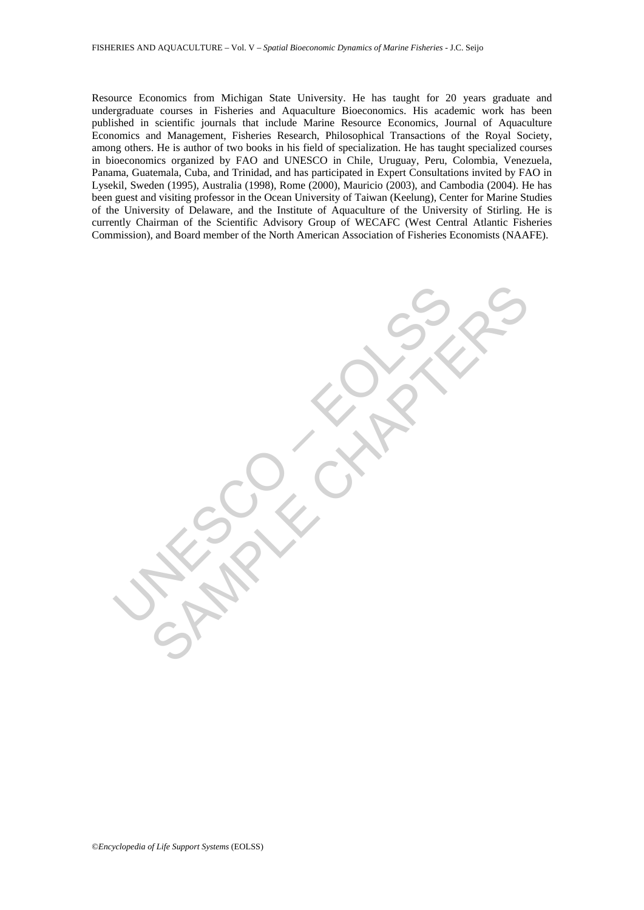Resource Economics from Michigan State University. He has taught for 20 years graduate and undergraduate courses in Fisheries and Aquaculture Bioeconomics. His academic work has been published in scientific journals that include Marine Resource Economics, Journal of Aquaculture Economics and Management, Fisheries Research, Philosophical Transactions of the Royal Society, among others. He is author of two books in his field of specialization. He has taught specialized courses in bioeconomics organized by FAO and UNESCO in Chile, Uruguay, Peru, Colombia, Venezuela, Panama, Guatemala, Cuba, and Trinidad, and has participated in Expert Consultations invited by FAO in Lysekil, Sweden (1995), Australia (1998), Rome (2000), Mauricio (2003), and Cambodia (2004). He has been guest and visiting professor in the Ocean University of Taiwan (Keelung), Center for Marine Studies of the University of Delaware, and the Institute of Aquaculture of the University of Stirling. He is currently Chairman of the Scientific Advisory Group of WECAFC (West Central Atlantic Fisheries Commission), and Board member of the North American Association of Fisheries Economists (NAAFE).